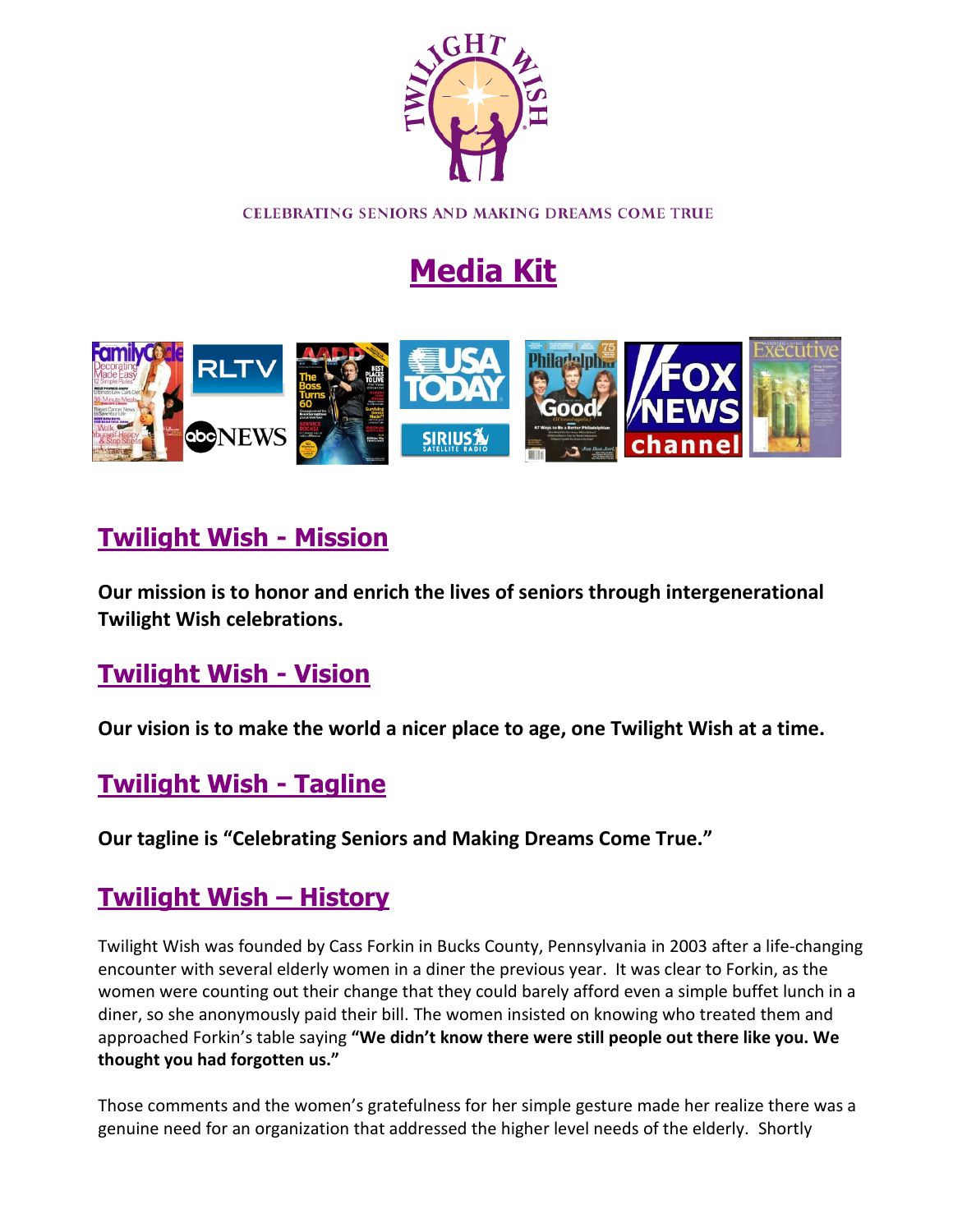CELEBRATING SENIORS AND MAKING DREAMS COME TRUE

# Media Kit

## Twilight Wish - Mission

**Our mission is to honor and enrich the lives of seniors through intergenerational Twilight Wish celebrations.**

## Twilight Wish - Vision

**Our vision is to make the world a nicer place to age, one Twilight Wish at a time.**

## Twilight Wish - Tagline

**Our tagline is "Celebrating Seniors and Making Dreams Come True."**

## Twilight Wish – History

Twilight Wish was founded by Cass Forkin in Bucks County, Pennsylvania in 2003 after a life-changing encounter with several elderly women in a diner the previous year. It was clear to Forkin, as the women were counting out their change that they could barely afford even a simple buffet lunch in a diner, so she anonymously paid their bill. The women insisted on knowing who treated them and approached Forkin's table saying **"We didn't know there were still people out there like you. We thought you had forgotten us."**

Those comments and the women's gratefulness for her simple gesture made her realize there was a genuine need for an organization that addressed the higher level needs of the elderly. Shortly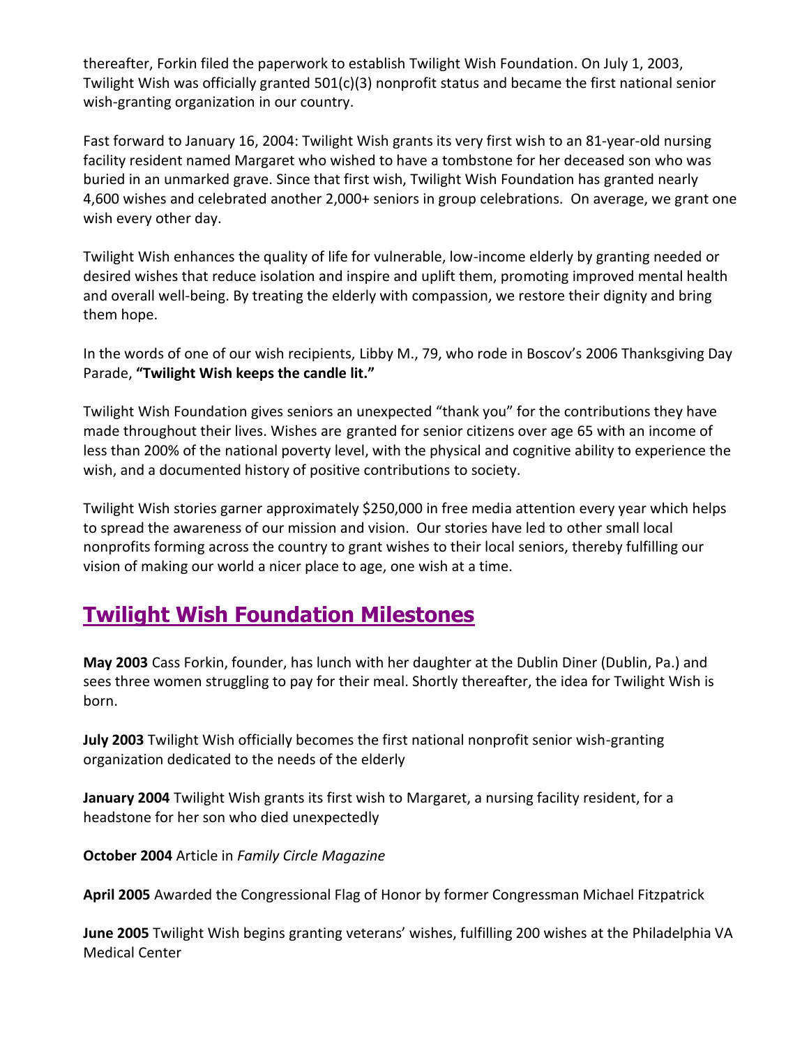thereafter, Forkin filed the paperwork to establish Twilight Wish Foundation. On July 1, 2003, Twilight Wish was officially granted 501(c)(3) nonprofit status and became the first national senior wish-granting organization in our country.

Fast forward to January 16, 2004: Twilight Wish grants its very first wish to an 81-year-old nursing facility resident named Margaret who wished to have a tombstone for her deceased son who was buried in an unmarked grave. Since that first wish, Twilight Wish Foundation has granted nearly 4,600 wishes and celebrated another 2,000+ seniors in group celebrations. On average, we grant one wish every other day.

Twilight Wish enhances the quality of life for vulnerable, low-income elderly by granting needed or desired wishes that reduce isolation and inspire and uplift them, promoting improved mental health and overall well-being. By treating the elderly with compassion, we restore their dignity and bring them hope.

In the words of one of our wish recipients, Libby M., 79, who rode in Boscov's 2006 Thanksgiving Day Parade, **"Twilight Wish keeps the candle lit."**

Twilight Wish Foundation gives seniors an unexpected "thank you" for the contributions they have made throughout their lives. Wishes are granted for senior citizens over age 65 with an income of less than 200% of the national poverty level, with the physical and cognitive ability to experience the wish, and a documented history of positive contributions to society.

Twilight Wish stories garner approximately $250,000 in free media attention every year which helps to spread the awareness of our mission and vision. Our stories have led to other small local nonprofits forming across the country to grant wishes to their local seniors, thereby fulfilling our vision of making our world a nicer place to age, one wish at a time.

## Twilight Wish Foundation Milestones

**May 2003** Cass Forkin, founder, has lunch with her daughter at the Dublin Diner (Dublin, Pa.) and sees three women struggling to pay for their meal. Shortly thereafter, the idea for Twilight Wish is born.

**July 2003** Twilight Wish officially becomes the first national nonprofit senior wish-granting organization dedicated to the needs of the elderly

**January 2004** Twilight Wish grants its first wish to Margaret, a nursing facility resident, for a headstone for her son who died unexpectedly

**October 2004** Article in *Family Circle Magazine*

**April 2005** Awarded the Congressional Flag of Honor by former Congressman Michael Fitzpatrick

**June 2005** Twilight Wish begins granting veterans' wishes, fulfilling 200 wishes at the Philadelphia VA Medical Center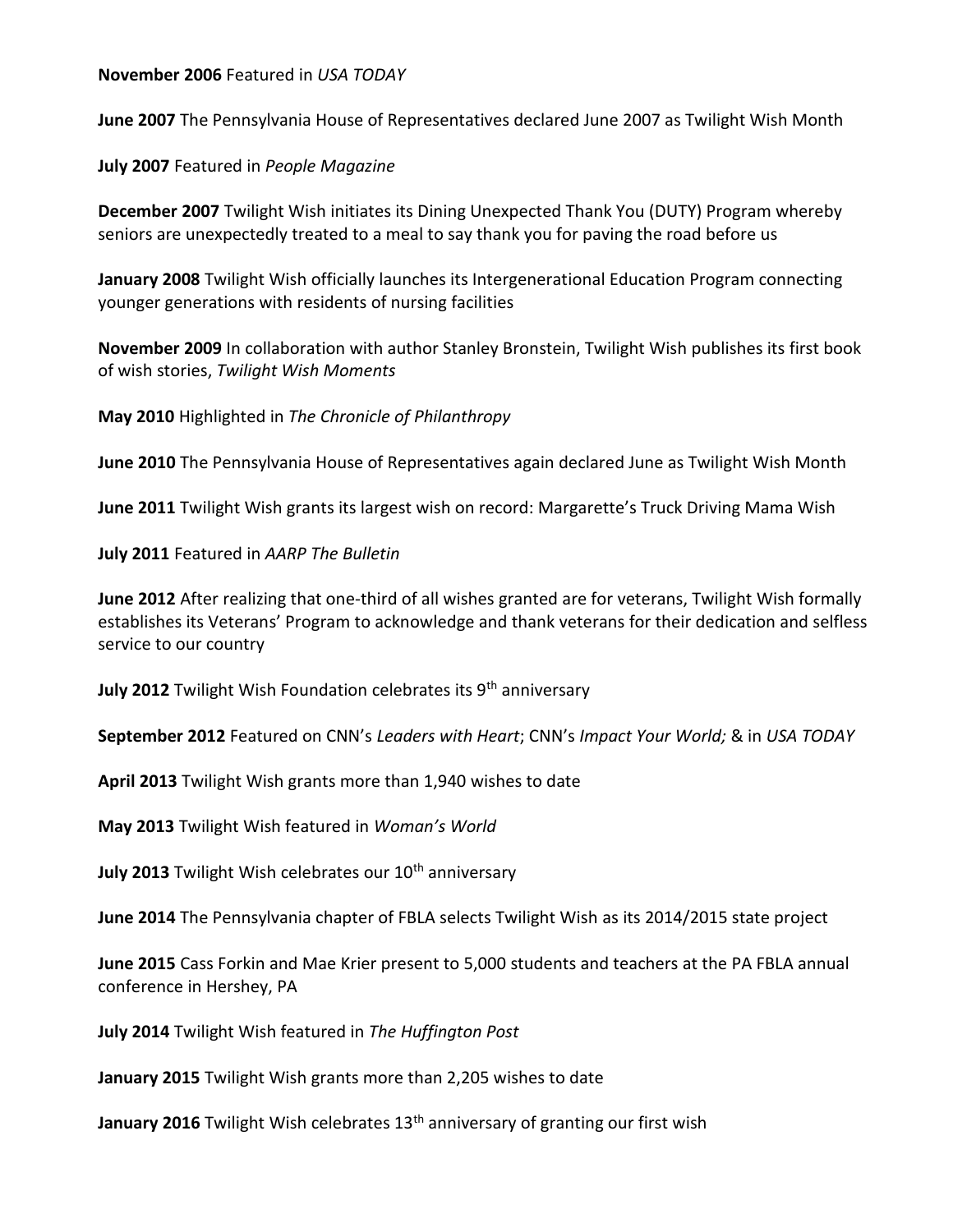**November 2006** Featured in *USA TODAY*

**June 2007** The Pennsylvania House of Representatives declared June 2007 as Twilight Wish Month

**July 2007** Featured in *People Magazine*

**December 2007** Twilight Wish initiates its Dining Unexpected Thank You (DUTY) Program whereby seniors are unexpectedly treated to a meal to say thank you for paving the road before us

**January 2008** Twilight Wish officially launches its Intergenerational Education Program connecting younger generations with residents of nursing facilities

**November 2009** In collaboration with author Stanley Bronstein, Twilight Wish publishes its first book of wish stories, *Twilight Wish Moments*

**May 2010** Highlighted in *The Chronicle of Philanthropy*

**June 2010** The Pennsylvania House of Representatives again declared June as Twilight Wish Month

**June 2011** Twilight Wish grants its largest wish on record: Margarette's Truck Driving Mama Wish

**July 2011** Featured in *AARP The Bulletin*

**June 2012** After realizing that one-third of all wishes granted are for veterans, Twilight Wish formally establishes its Veterans' Program to acknowledge and thank veterans for their dedication and selfless service to our country

**July 2012** Twilight Wish Foundation celebrates its 9th anniversary

**September 2012** Featured on CNN's *Leaders with Heart*; CNN's *Impact Your World;* & in *USA TODAY*

**April 2013** Twilight Wish grants more than 1,940 wishes to date

**May 2013** Twilight Wish featured in *Woman's World*

**July 2013** Twilight Wish celebrates our 10th anniversary

**June 2014** The Pennsylvania chapter of FBLA selects Twilight Wish as its 2014/2015 state project

**June 2015** Cass Forkin and Mae Krier present to 5,000 students and teachers at the PA FBLA annual conference in Hershey, PA

**July 2014** Twilight Wish featured in *The Huffington Post*

**January 2015** Twilight Wish grants more than 2,205 wishes to date

**January 2016** Twilight Wish celebrates 13th anniversary of granting our first wish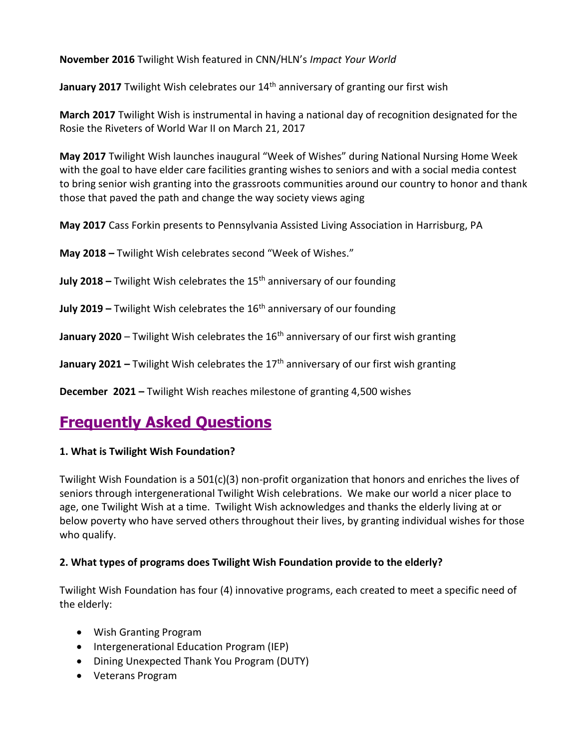**November 2016** Twilight Wish featured in CNN/HLN's *Impact Your World*

**January 2017** Twilight Wish celebrates our 14th anniversary of granting our first wish

**March 2017** Twilight Wish is instrumental in having a national day of recognition designated for the Rosie the Riveters of World War II on March 21, 2017

**May 2017** Twilight Wish launches inaugural "Week of Wishes" during National Nursing Home Week with the goal to have elder care facilities granting wishes to seniors and with a social media contest to bring senior wish granting into the grassroots communities around our country to honor and thank those that paved the path and change the way society views aging

**May 2017** Cass Forkin presents to Pennsylvania Assisted Living Association in Harrisburg, PA

**May 2018 –** Twilight Wish celebrates second "Week of Wishes."

**July 2018 –** Twilight Wish celebrates the 15th anniversary of our founding

**July 2019 –** Twilight Wish celebrates the 16th anniversary of our founding

**January 2020** – Twilight Wish celebrates the 16th anniversary of our first wish granting

**January 2021 –** Twilight Wish celebrates the 17th anniversary of our first wish granting

**December 2021 –** Twilight Wish reaches milestone of granting 4,500 wishes

## Frequently Asked Questions

**1. What is Twilight Wish Foundation?**

Twilight Wish Foundation is a 501(c)(3) non-profit organization that honors and enriches the lives of seniors through intergenerational Twilight Wish celebrations. We make our world a nicer place to age, one Twilight Wish at a time. Twilight Wish acknowledges and thanks the elderly living at or below poverty who have served others throughout their lives, by granting individual wishes for those who qualify.

**2. What types of programs does Twilight Wish Foundation provide to the elderly?**

Twilight Wish Foundation has four (4) innovative programs, each created to meet a specific need of the elderly:

- Wish Granting Program
- Intergenerational Education Program (IEP)
- Dining Unexpected Thank You Program (DUTY)
- Veterans Program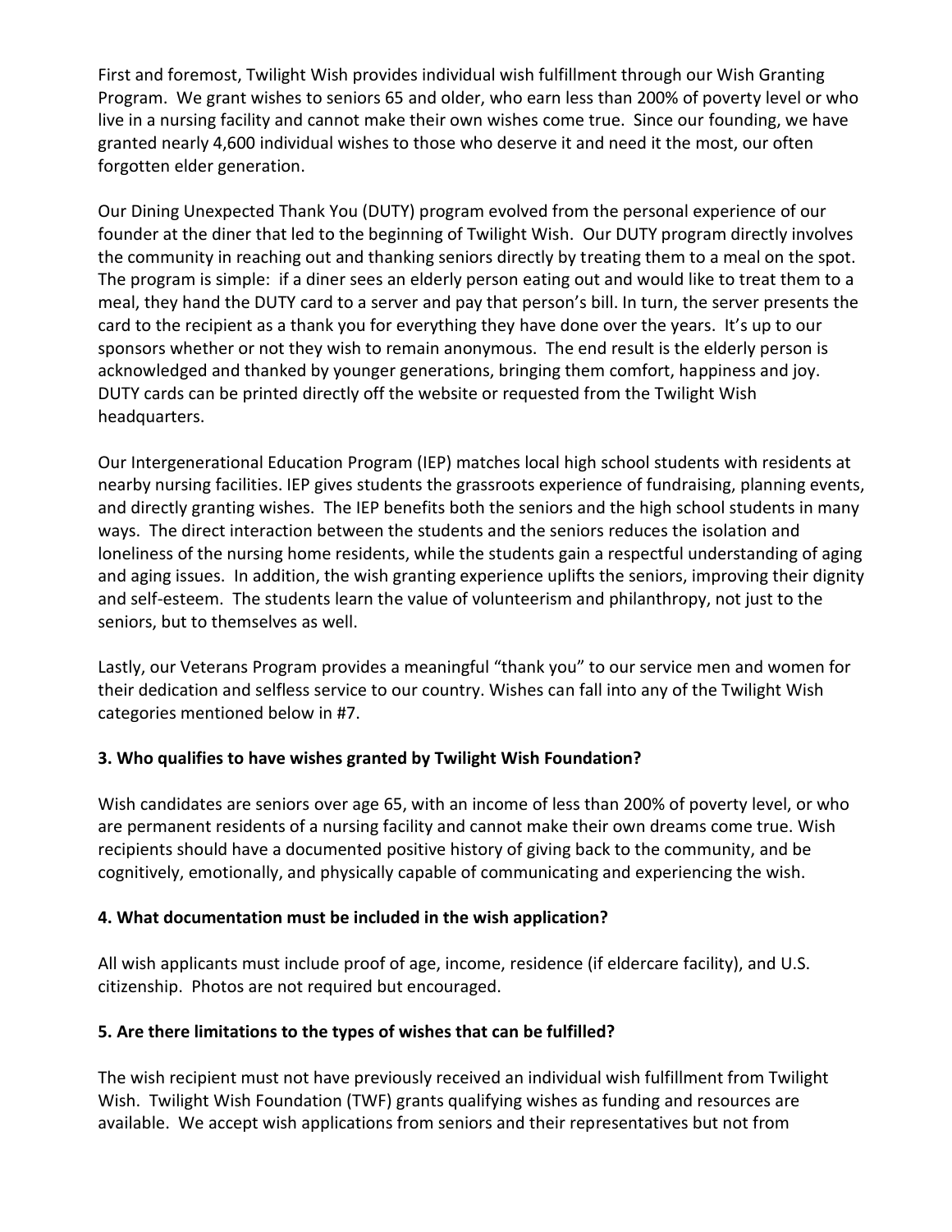First and foremost, Twilight Wish provides individual wish fulfillment through our Wish Granting Program. We grant wishes to seniors 65 and older, who earn less than 200% of poverty level or who live in a nursing facility and cannot make their own wishes come true. Since our founding, we have granted nearly 4,600 individual wishes to those who deserve it and need it the most, our often forgotten elder generation.

Our Dining Unexpected Thank You (DUTY) program evolved from the personal experience of our founder at the diner that led to the beginning of Twilight Wish. Our DUTY program directly involves the community in reaching out and thanking seniors directly by treating them to a meal on the spot. The program is simple: if a diner sees an elderly person eating out and would like to treat them to a meal, they hand the DUTY card to a server and pay that person's bill. In turn, the server presents the card to the recipient as a thank you for everything they have done over the years. It's up to our sponsors whether or not they wish to remain anonymous. The end result is the elderly person is acknowledged and thanked by younger generations, bringing them comfort, happiness and joy. DUTY cards can be printed directly off the website or requested from the Twilight Wish headquarters.

Our Intergenerational Education Program (IEP) matches local high school students with residents at nearby nursing facilities. IEP gives students the grassroots experience of fundraising, planning events, and directly granting wishes. The IEP benefits both the seniors and the high school students in many ways. The direct interaction between the students and the seniors reduces the isolation and loneliness of the nursing home residents, while the students gain a respectful understanding of aging and aging issues. In addition, the wish granting experience uplifts the seniors, improving their dignity and self-esteem. The students learn the value of volunteerism and philanthropy, not just to the seniors, but to themselves as well.

Lastly, our Veterans Program provides a meaningful "thank you" to our service men and women for their dedication and selfless service to our country. Wishes can fall into any of the Twilight Wish categories mentioned below in #7.

### 3. Who qualifies to have wishes granted by Twilight Wish Foundation?

Wish candidates are seniors over age 65, with an income of less than 200% of poverty level, or who are permanent residents of a nursing facility and cannot make their own dreams come true. Wish recipients should have a documented positive history of giving back to the community, and be cognitively, emotionally, and physically capable of communicating and experiencing the wish.

### 4. What documentation must be included in the wish application?

All wish applicants must include proof of age, income, residence (if eldercare facility), and U.S. citizenship. Photos are not required but encouraged.

### 5. Are there limitations to the types of wishes that can be fulfilled?

The wish recipient must not have previously received an individual wish fulfillment from Twilight Wish. Twilight Wish Foundation (TWF) grants qualifying wishes as funding and resources are available. We accept wish applications from seniors and their representatives but not from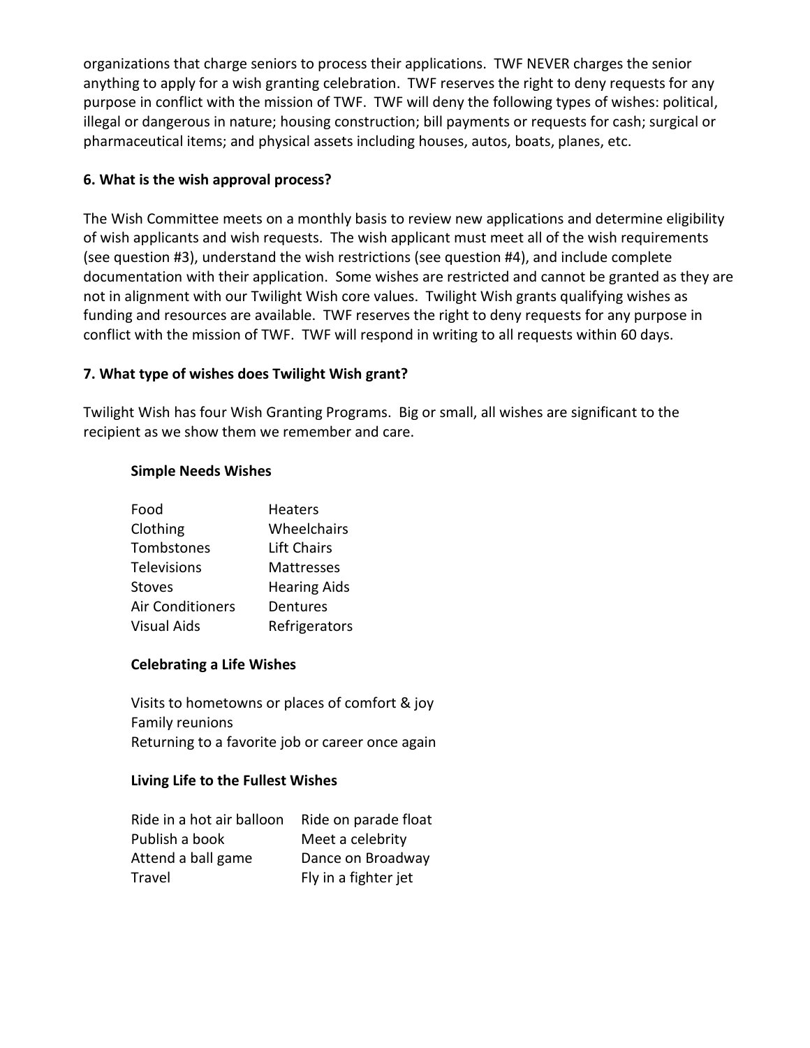organizations that charge seniors to process their applications. TWF NEVER charges the senior anything to apply for a wish granting celebration. TWF reserves the right to deny requests for any purpose in conflict with the mission of TWF. TWF will deny the following types of wishes: political, illegal or dangerous in nature; housing construction; bill payments or requests for cash; surgical or pharmaceutical items; and physical assets including houses, autos, boats, planes, etc.

**6. What is the wish approval process?**

The Wish Committee meets on a monthly basis to review new applications and determine eligibility of wish applicants and wish requests. The wish applicant must meet all of the wish requirements (see question #3), understand the wish restrictions (see question #4), and include complete documentation with their application. Some wishes are restricted and cannot be granted as they are not in alignment with our Twilight Wish core values. Twilight Wish grants qualifying wishes as funding and resources are available. TWF reserves the right to deny requests for any purpose in conflict with the mission of TWF. TWF will respond in writing to all requests within 60 days.

**7. What type of wishes does Twilight Wish grant?**

Twilight Wish has four Wish Granting Programs. Big or small, all wishes are significant to the recipient as we show them we remember and care.

**Simple Needs Wishes**

| | |
|---|---|
| Food | Heaters |
| Clothing | Wheelchairs |
| Tombstones | Lift Chairs |
| Televisions | Mattresses |
| Stoves | Hearing Aids |
| Air Conditioners | Dentures |
| Visual Aids | Refrigerators |

**Celebrating a Life Wishes**

Visits to hometowns or places of comfort & joy
Family reunions
Returning to a favorite job or career once again

**Living Life to the Fullest Wishes**

| | |
|---|---|
| Ride in a hot air balloon | Ride on parade float |
| Publish a book | Meet a celebrity |
| Attend a ball game | Dance on Broadway |
| Travel | Fly in a fighter jet |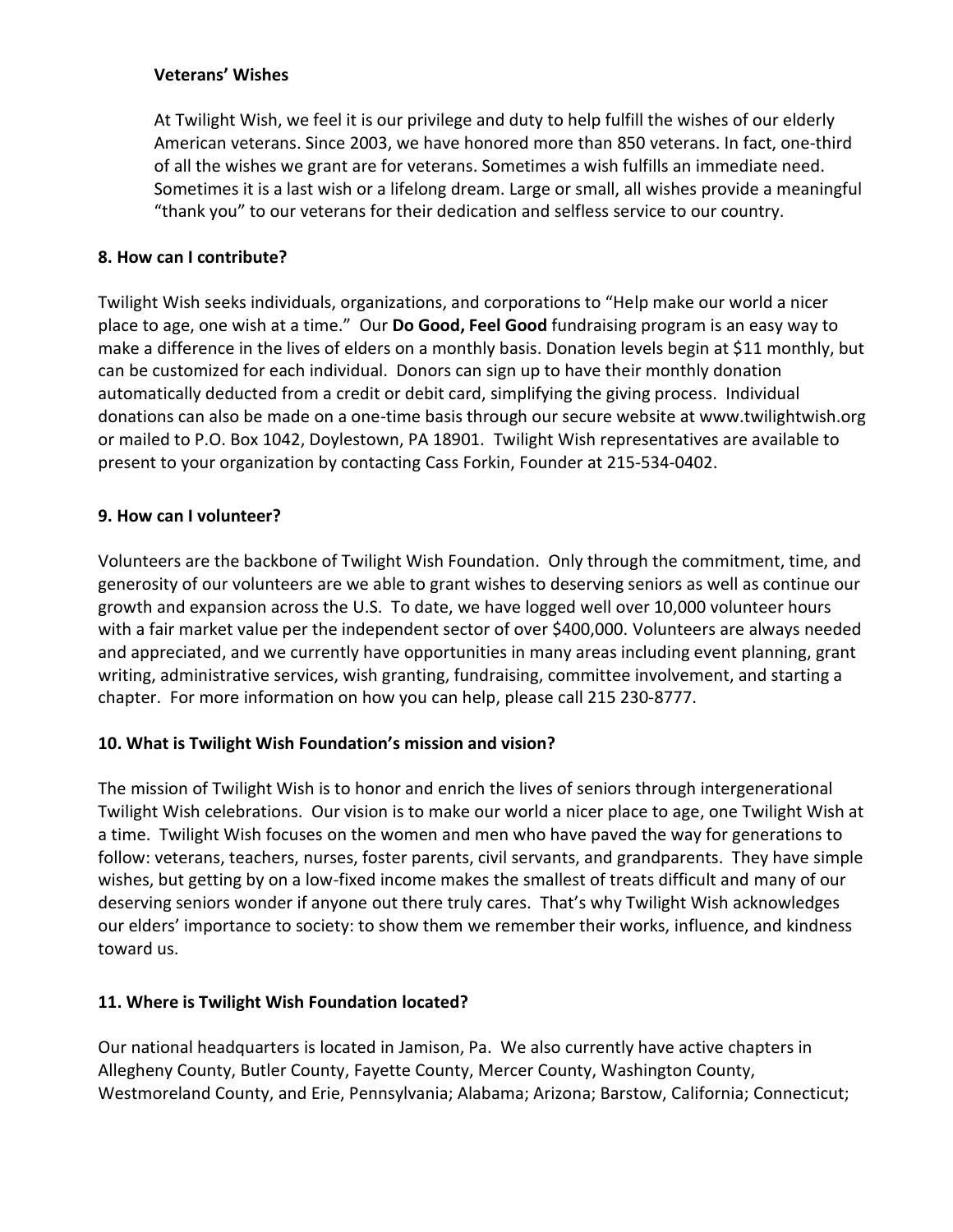**Veterans' Wishes**

At Twilight Wish, we feel it is our privilege and duty to help fulfill the wishes of our elderly American veterans. Since 2003, we have honored more than 850 veterans. In fact, one-third of all the wishes we grant are for veterans. Sometimes a wish fulfills an immediate need. Sometimes it is a last wish or a lifelong dream. Large or small, all wishes provide a meaningful "thank you" to our veterans for their dedication and selfless service to our country.

**8. How can I contribute?**

Twilight Wish seeks individuals, organizations, and corporations to "Help make our world a nicer place to age, one wish at a time." Our **Do Good, Feel Good** fundraising program is an easy way to make a difference in the lives of elders on a monthly basis. Donation levels begin at $11 monthly, but can be customized for each individual. Donors can sign up to have their monthly donation automatically deducted from a credit or debit card, simplifying the giving process. Individual donations can also be made on a one-time basis through our secure website at www.twilightwish.org or mailed to P.O. Box 1042, Doylestown, PA 18901. Twilight Wish representatives are available to present to your organization by contacting Cass Forkin, Founder at 215-534-0402.

**9. How can I volunteer?**

Volunteers are the backbone of Twilight Wish Foundation. Only through the commitment, time, and generosity of our volunteers are we able to grant wishes to deserving seniors as well as continue our growth and expansion across the U.S. To date, we have logged well over 10,000 volunteer hours with a fair market value per the independent sector of over $400,000. Volunteers are always needed and appreciated, and we currently have opportunities in many areas including event planning, grant writing, administrative services, wish granting, fundraising, committee involvement, and starting a chapter. For more information on how you can help, please call 215 230-8777.

**10. What is Twilight Wish Foundation's mission and vision?**

The mission of Twilight Wish is to honor and enrich the lives of seniors through intergenerational Twilight Wish celebrations. Our vision is to make our world a nicer place to age, one Twilight Wish at a time. Twilight Wish focuses on the women and men who have paved the way for generations to follow: veterans, teachers, nurses, foster parents, civil servants, and grandparents. They have simple wishes, but getting by on a low-fixed income makes the smallest of treats difficult and many of our deserving seniors wonder if anyone out there truly cares. That's why Twilight Wish acknowledges our elders' importance to society: to show them we remember their works, influence, and kindness toward us.

**11. Where is Twilight Wish Foundation located?**

Our national headquarters is located in Jamison, Pa. We also currently have active chapters in Allegheny County, Butler County, Fayette County, Mercer County, Washington County, Westmoreland County, and Erie, Pennsylvania; Alabama; Arizona; Barstow, California; Connecticut;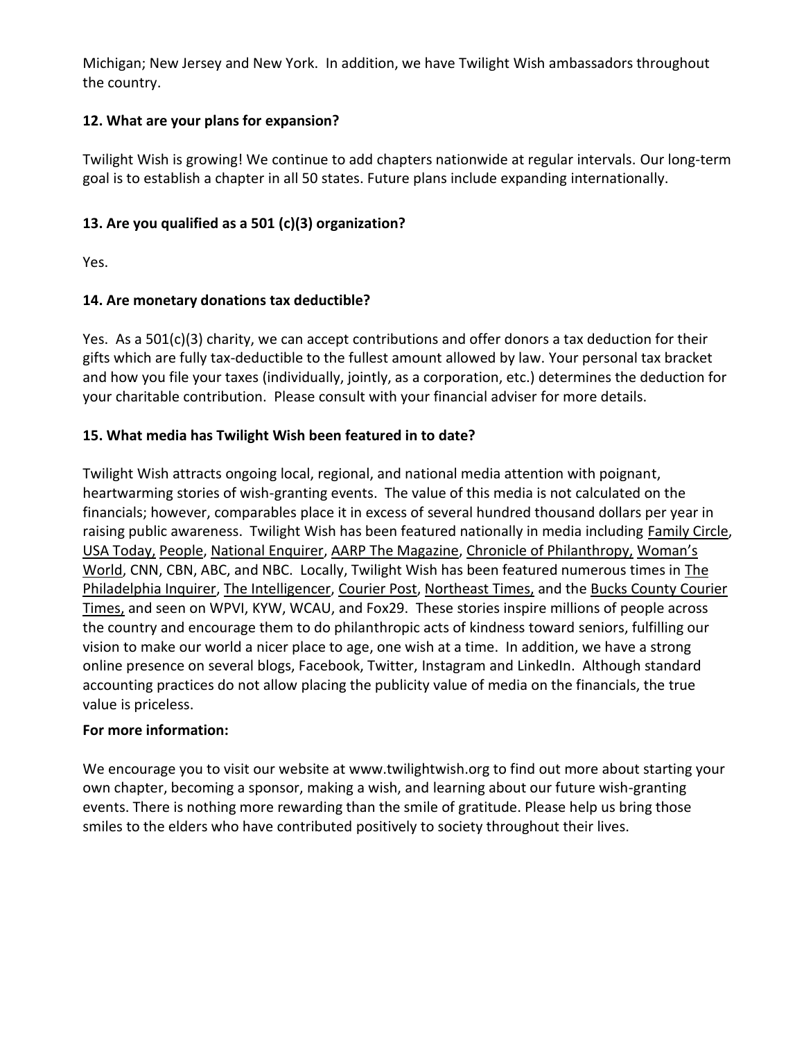Michigan; New Jersey and New York. In addition, we have Twilight Wish ambassadors throughout the country.

**12. What are your plans for expansion?**

Twilight Wish is growing! We continue to add chapters nationwide at regular intervals. Our long-term goal is to establish a chapter in all 50 states. Future plans include expanding internationally.

**13. Are you qualified as a 501 (c)(3) organization?**

Yes.

**14. Are monetary donations tax deductible?**

Yes. As a 501(c)(3) charity, we can accept contributions and offer donors a tax deduction for their gifts which are fully tax-deductible to the fullest amount allowed by law. Your personal tax bracket and how you file your taxes (individually, jointly, as a corporation, etc.) determines the deduction for your charitable contribution. Please consult with your financial adviser for more details.

**15. What media has Twilight Wish been featured in to date?**

Twilight Wish attracts ongoing local, regional, and national media attention with poignant, heartwarming stories of wish-granting events. The value of this media is not calculated on the financials; however, comparables place it in excess of several hundred thousand dollars per year in raising public awareness. Twilight Wish has been featured nationally in media including Family Circle, USA Today, People, National Enquirer, AARP The Magazine, Chronicle of Philanthropy, Woman's World, CNN, CBN, ABC, and NBC. Locally, Twilight Wish has been featured numerous times in The Philadelphia Inquirer, The Intelligencer, Courier Post, Northeast Times, and the Bucks County Courier Times, and seen on WPVI, KYW, WCAU, and Fox29. These stories inspire millions of people across the country and encourage them to do philanthropic acts of kindness toward seniors, fulfilling our vision to make our world a nicer place to age, one wish at a time. In addition, we have a strong online presence on several blogs, Facebook, Twitter, Instagram and LinkedIn. Although standard accounting practices do not allow placing the publicity value of media on the financials, the true value is priceless.

**For more information:**

We encourage you to visit our website at www.twilightwish.org to find out more about starting your own chapter, becoming a sponsor, making a wish, and learning about our future wish-granting events. There is nothing more rewarding than the smile of gratitude. Please help us bring those smiles to the elders who have contributed positively to society throughout their lives.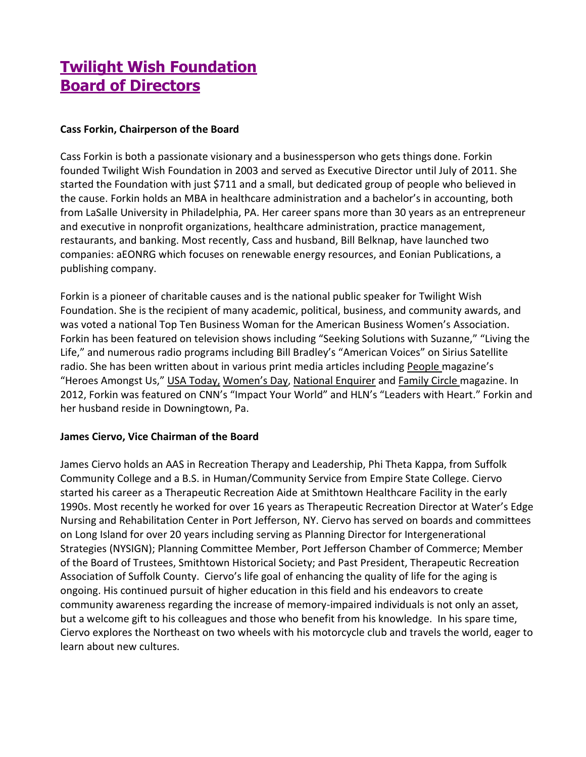# Twilight Wish Foundation Board of Directors

**Cass Forkin, Chairperson of the Board**

Cass Forkin is both a passionate visionary and a businessperson who gets things done. Forkin founded Twilight Wish Foundation in 2003 and served as Executive Director until July of 2011. She started the Foundation with just $711 and a small, but dedicated group of people who believed in the cause. Forkin holds an MBA in healthcare administration and a bachelor's in accounting, both from LaSalle University in Philadelphia, PA. Her career spans more than 30 years as an entrepreneur and executive in nonprofit organizations, healthcare administration, practice management, restaurants, and banking. Most recently, Cass and husband, Bill Belknap, have launched two companies: aEONRG which focuses on renewable energy resources, and Eonian Publications, a publishing company.

Forkin is a pioneer of charitable causes and is the national public speaker for Twilight Wish Foundation. She is the recipient of many academic, political, business, and community awards, and was voted a national Top Ten Business Woman for the American Business Women's Association. Forkin has been featured on television shows including "Seeking Solutions with Suzanne," "Living the Life," and numerous radio programs including Bill Bradley's "American Voices" on Sirius Satellite radio. She has been written about in various print media articles including People magazine's "Heroes Amongst Us," USA Today, Women's Day, National Enquirer and Family Circle magazine. In 2012, Forkin was featured on CNN's "Impact Your World" and HLN's "Leaders with Heart." Forkin and her husband reside in Downingtown, Pa.

**James Ciervo, Vice Chairman of the Board**

James Ciervo holds an AAS in Recreation Therapy and Leadership, Phi Theta Kappa, from Suffolk Community College and a B.S. in Human/Community Service from Empire State College. Ciervo started his career as a Therapeutic Recreation Aide at Smithtown Healthcare Facility in the early 1990s. Most recently he worked for over 16 years as Therapeutic Recreation Director at Water's Edge Nursing and Rehabilitation Center in Port Jefferson, NY. Ciervo has served on boards and committees on Long Island for over 20 years including serving as Planning Director for Intergenerational Strategies (NYSIGN); Planning Committee Member, Port Jefferson Chamber of Commerce; Member of the Board of Trustees, Smithtown Historical Society; and Past President, Therapeutic Recreation Association of Suffolk County. Ciervo's life goal of enhancing the quality of life for the aging is ongoing. His continued pursuit of higher education in this field and his endeavors to create community awareness regarding the increase of memory-impaired individuals is not only an asset, but a welcome gift to his colleagues and those who benefit from his knowledge. In his spare time, Ciervo explores the Northeast on two wheels with his motorcycle club and travels the world, eager to learn about new cultures.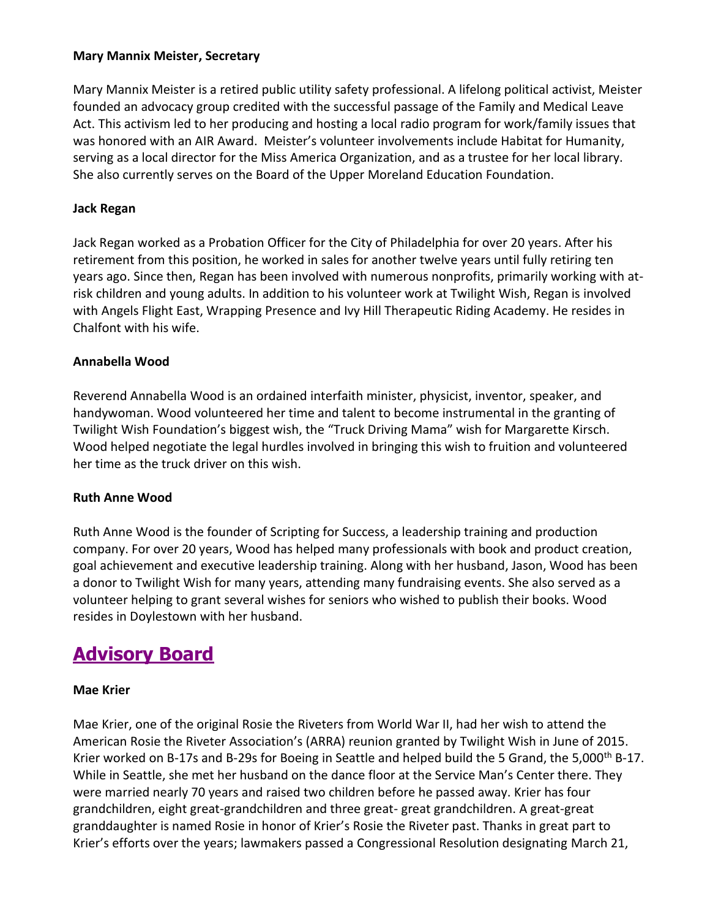**Mary Mannix Meister, Secretary**

Mary Mannix Meister is a retired public utility safety professional. A lifelong political activist, Meister founded an advocacy group credited with the successful passage of the Family and Medical Leave Act. This activism led to her producing and hosting a local radio program for work/family issues that was honored with an AIR Award. Meister's volunteer involvements include Habitat for Humanity, serving as a local director for the Miss America Organization, and as a trustee for her local library. She also currently serves on the Board of the Upper Moreland Education Foundation.

**Jack Regan**

Jack Regan worked as a Probation Officer for the City of Philadelphia for over 20 years. After his retirement from this position, he worked in sales for another twelve years until fully retiring ten years ago. Since then, Regan has been involved with numerous nonprofits, primarily working with at-risk children and young adults. In addition to his volunteer work at Twilight Wish, Regan is involved with Angels Flight East, Wrapping Presence and Ivy Hill Therapeutic Riding Academy. He resides in Chalfont with his wife.

**Annabella Wood**

Reverend Annabella Wood is an ordained interfaith minister, physicist, inventor, speaker, and handywoman. Wood volunteered her time and talent to become instrumental in the granting of Twilight Wish Foundation's biggest wish, the "Truck Driving Mama" wish for Margarette Kirsch. Wood helped negotiate the legal hurdles involved in bringing this wish to fruition and volunteered her time as the truck driver on this wish.

**Ruth Anne Wood**

Ruth Anne Wood is the founder of Scripting for Success, a leadership training and production company. For over 20 years, Wood has helped many professionals with book and product creation, goal achievement and executive leadership training. Along with her husband, Jason, Wood has been a donor to Twilight Wish for many years, attending many fundraising events. She also served as a volunteer helping to grant several wishes for seniors who wished to publish their books. Wood resides in Doylestown with her husband.

## Advisory Board

**Mae Krier**

Mae Krier, one of the original Rosie the Riveters from World War II, had her wish to attend the American Rosie the Riveter Association's (ARRA) reunion granted by Twilight Wish in June of 2015. Krier worked on B-17s and B-29s for Boeing in Seattle and helped build the 5 Grand, the 5,000th B-17. While in Seattle, she met her husband on the dance floor at the Service Man's Center there. They were married nearly 70 years and raised two children before he passed away. Krier has four grandchildren, eight great-grandchildren and three great- great grandchildren. A great-great granddaughter is named Rosie in honor of Krier's Rosie the Riveter past. Thanks in great part to Krier's efforts over the years; lawmakers passed a Congressional Resolution designating March 21,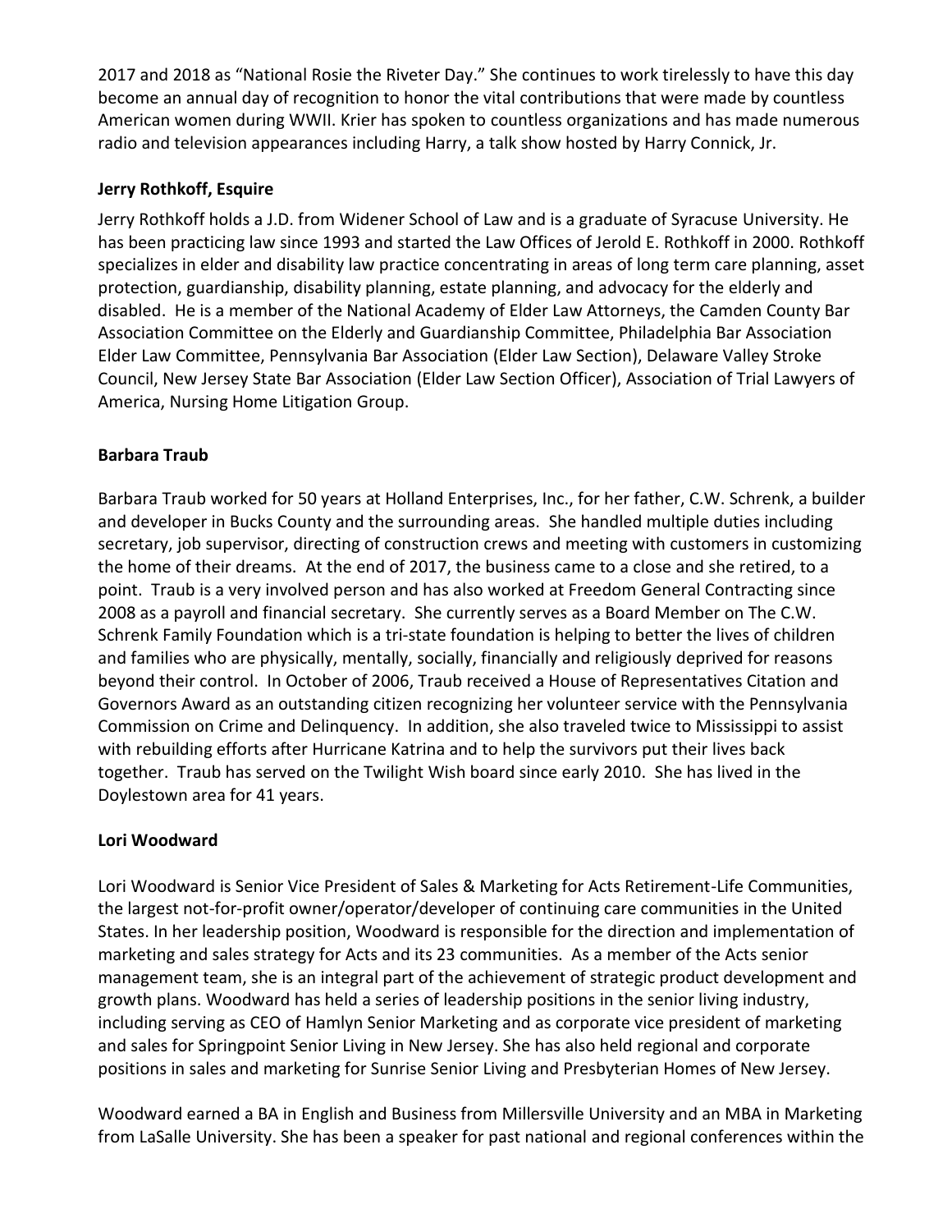2017 and 2018 as "National Rosie the Riveter Day." She continues to work tirelessly to have this day become an annual day of recognition to honor the vital contributions that were made by countless American women during WWII. Krier has spoken to countless organizations and has made numerous radio and television appearances including Harry, a talk show hosted by Harry Connick, Jr.

**Jerry Rothkoff, Esquire**

Jerry Rothkoff holds a J.D. from Widener School of Law and is a graduate of Syracuse University. He has been practicing law since 1993 and started the Law Offices of Jerold E. Rothkoff in 2000. Rothkoff specializes in elder and disability law practice concentrating in areas of long term care planning, asset protection, guardianship, disability planning, estate planning, and advocacy for the elderly and disabled. He is a member of the National Academy of Elder Law Attorneys, the Camden County Bar Association Committee on the Elderly and Guardianship Committee, Philadelphia Bar Association Elder Law Committee, Pennsylvania Bar Association (Elder Law Section), Delaware Valley Stroke Council, New Jersey State Bar Association (Elder Law Section Officer), Association of Trial Lawyers of America, Nursing Home Litigation Group.

**Barbara Traub**

Barbara Traub worked for 50 years at Holland Enterprises, Inc., for her father, C.W. Schrenk, a builder and developer in Bucks County and the surrounding areas. She handled multiple duties including secretary, job supervisor, directing of construction crews and meeting with customers in customizing the home of their dreams. At the end of 2017, the business came to a close and she retired, to a point. Traub is a very involved person and has also worked at Freedom General Contracting since 2008 as a payroll and financial secretary. She currently serves as a Board Member on The C.W. Schrenk Family Foundation which is a tri-state foundation is helping to better the lives of children and families who are physically, mentally, socially, financially and religiously deprived for reasons beyond their control. In October of 2006, Traub received a House of Representatives Citation and Governors Award as an outstanding citizen recognizing her volunteer service with the Pennsylvania Commission on Crime and Delinquency. In addition, she also traveled twice to Mississippi to assist with rebuilding efforts after Hurricane Katrina and to help the survivors put their lives back together. Traub has served on the Twilight Wish board since early 2010. She has lived in the Doylestown area for 41 years.

**Lori Woodward**

Lori Woodward is Senior Vice President of Sales & Marketing for Acts Retirement-Life Communities, the largest not-for-profit owner/operator/developer of continuing care communities in the United States. In her leadership position, Woodward is responsible for the direction and implementation of marketing and sales strategy for Acts and its 23 communities. As a member of the Acts senior management team, she is an integral part of the achievement of strategic product development and growth plans. Woodward has held a series of leadership positions in the senior living industry, including serving as CEO of Hamlyn Senior Marketing and as corporate vice president of marketing and sales for Springpoint Senior Living in New Jersey. She has also held regional and corporate positions in sales and marketing for Sunrise Senior Living and Presbyterian Homes of New Jersey.

Woodward earned a BA in English and Business from Millersville University and an MBA in Marketing from LaSalle University. She has been a speaker for past national and regional conferences within the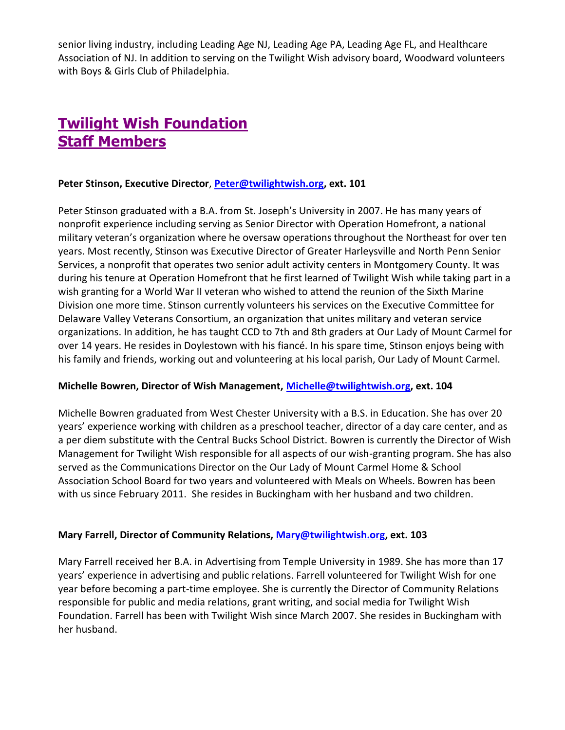senior living industry, including Leading Age NJ, Leading Age PA, Leading Age FL, and Healthcare Association of NJ. In addition to serving on the Twilight Wish advisory board, Woodward volunteers with Boys & Girls Club of Philadelphia.

# Twilight Wish Foundation Staff Members

**Peter Stinson, Executive Director**, **Peter@twilightwish.org, ext. 101**

Peter Stinson graduated with a B.A. from St. Joseph's University in 2007. He has many years of nonprofit experience including serving as Senior Director with Operation Homefront, a national military veteran's organization where he oversaw operations throughout the Northeast for over ten years. Most recently, Stinson was Executive Director of Greater Harleysville and North Penn Senior Services, a nonprofit that operates two senior adult activity centers in Montgomery County. It was during his tenure at Operation Homefront that he first learned of Twilight Wish while taking part in a wish granting for a World War II veteran who wished to attend the reunion of the Sixth Marine Division one more time. Stinson currently volunteers his services on the Executive Committee for Delaware Valley Veterans Consortium, an organization that unites military and veteran service organizations. In addition, he has taught CCD to 7th and 8th graders at Our Lady of Mount Carmel for over 14 years. He resides in Doylestown with his fiancé. In his spare time, Stinson enjoys being with his family and friends, working out and volunteering at his local parish, Our Lady of Mount Carmel.

**Michelle Bowren, Director of Wish Management, Michelle@twilightwish.org, ext. 104**

Michelle Bowren graduated from West Chester University with a B.S. in Education. She has over 20 years' experience working with children as a preschool teacher, director of a day care center, and as a per diem substitute with the Central Bucks School District. Bowren is currently the Director of Wish Management for Twilight Wish responsible for all aspects of our wish-granting program. She has also served as the Communications Director on the Our Lady of Mount Carmel Home & School Association School Board for two years and volunteered with Meals on Wheels. Bowren has been with us since February 2011. She resides in Buckingham with her husband and two children.

**Mary Farrell, Director of Community Relations, Mary@twilightwish.org, ext. 103**

Mary Farrell received her B.A. in Advertising from Temple University in 1989. She has more than 17 years' experience in advertising and public relations. Farrell volunteered for Twilight Wish for one year before becoming a part-time employee. She is currently the Director of Community Relations responsible for public and media relations, grant writing, and social media for Twilight Wish Foundation. Farrell has been with Twilight Wish since March 2007. She resides in Buckingham with her husband.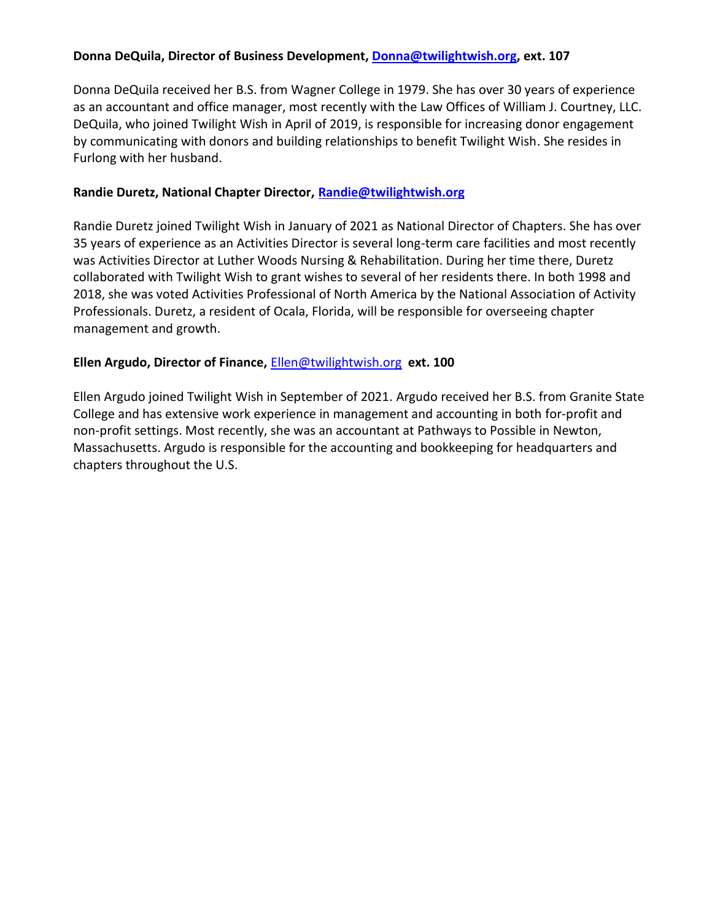**Donna DeQuila, Director of Business Development, Donna@twilightwish.org, ext. 107**

Donna DeQuila received her B.S. from Wagner College in 1979. She has over 30 years of experience as an accountant and office manager, most recently with the Law Offices of William J. Courtney, LLC. DeQuila, who joined Twilight Wish in April of 2019, is responsible for increasing donor engagement by communicating with donors and building relationships to benefit Twilight Wish. She resides in Furlong with her husband.

**Randie Duretz, National Chapter Director, Randie@twilightwish.org**

Randie Duretz joined Twilight Wish in January of 2021 as National Director of Chapters. She has over 35 years of experience as an Activities Director is several long-term care facilities and most recently was Activities Director at Luther Woods Nursing & Rehabilitation. During her time there, Duretz collaborated with Twilight Wish to grant wishes to several of her residents there. In both 1998 and 2018, she was voted Activities Professional of North America by the National Association of Activity Professionals. Duretz, a resident of Ocala, Florida, will be responsible for overseeing chapter management and growth.

**Ellen Argudo, Director of Finance,** Ellen@twilightwish.org **ext. 100**

Ellen Argudo joined Twilight Wish in September of 2021. Argudo received her B.S. from Granite State College and has extensive work experience in management and accounting in both for-profit and non-profit settings. Most recently, she was an accountant at Pathways to Possible in Newton, Massachusetts. Argudo is responsible for the accounting and bookkeeping for headquarters and chapters throughout the U.S.